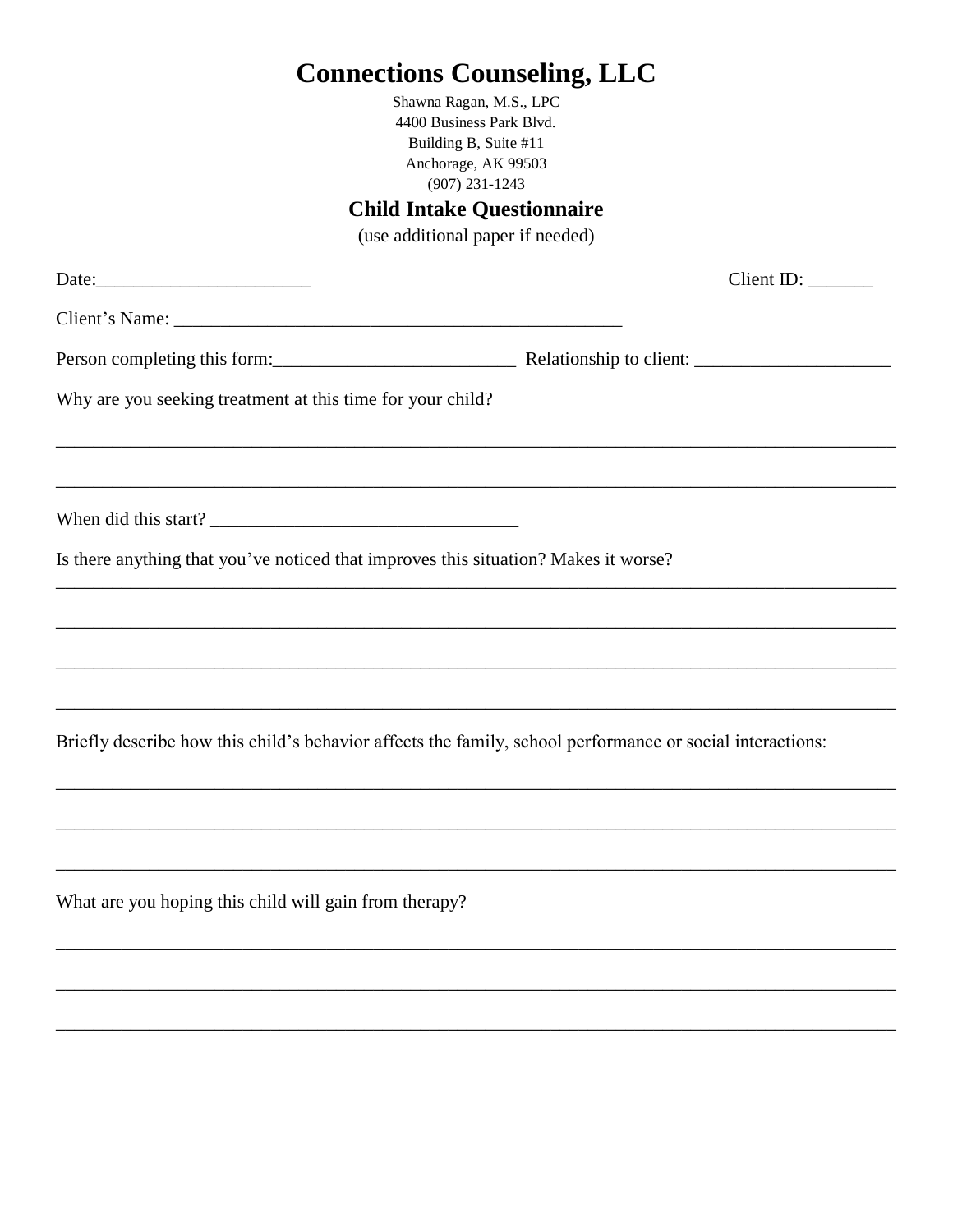# Connections Counseling, LLC

Shawna Ragan, M.S., LPC
4400 Business Park Blvd.
Building B, Suite #11
Anchorage, AK 99503
(907) 231-1243

## Child Intake Questionnaire

(use additional paper if needed)

Date:______________________ Client ID: _______

Client's Name: ________________________________________________

Person completing this form:_________________________ Relationship to client: ____________________

Why are you seeking treatment at this time for your child?

_______________________________________________________________________________________

_______________________________________________________________________________________

When did this start? _________________________________

Is there anything that you've noticed that improves this situation? Makes it worse?

_______________________________________________________________________________________

_______________________________________________________________________________________

_______________________________________________________________________________________

_______________________________________________________________________________________

Briefly describe how this child's behavior affects the family, school performance or social interactions:

_______________________________________________________________________________________

_______________________________________________________________________________________

_______________________________________________________________________________________

What are you hoping this child will gain from therapy?

_______________________________________________________________________________________

_______________________________________________________________________________________

_______________________________________________________________________________________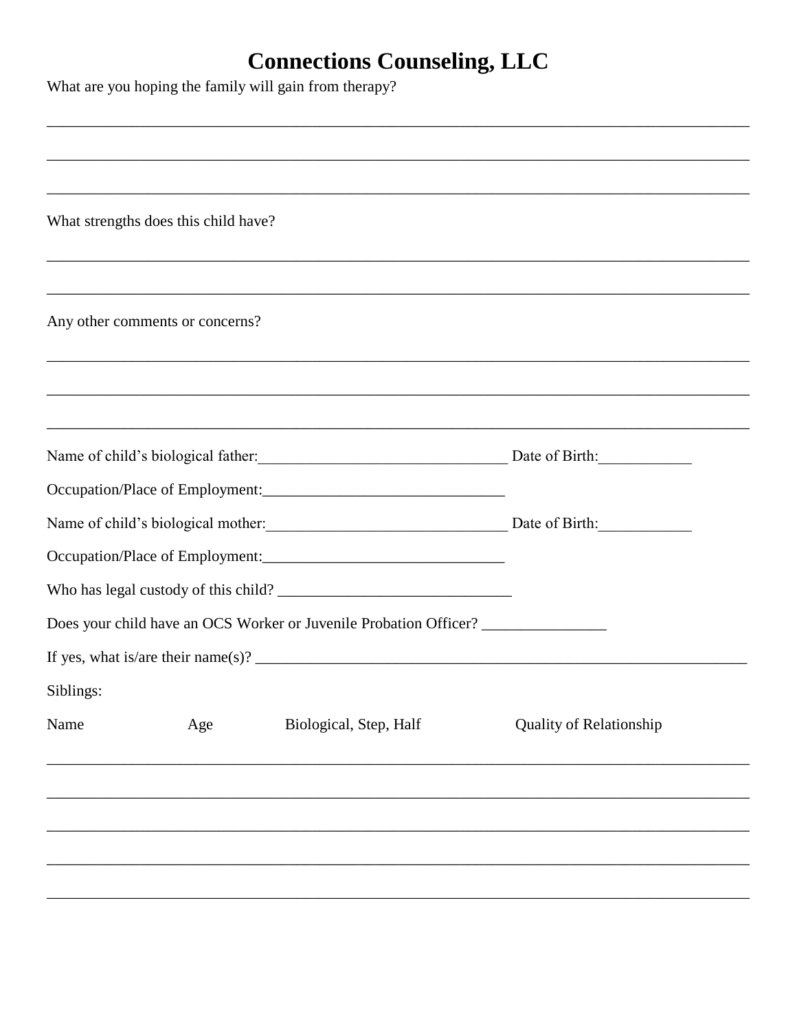# Connections Counseling, LLC

What are you hoping the family will gain from therapy?

______________________________________________________________________________

______________________________________________________________________________

______________________________________________________________________________

What strengths does this child have?

______________________________________________________________________________

______________________________________________________________________________

Any other comments or concerns?

______________________________________________________________________________

______________________________________________________________________________

______________________________________________________________________________

Name of child's biological father:________________________________ Date of Birth:____________

Occupation/Place of Employment:______________________________

Name of child's biological mother:______________________________ Date of Birth:____________

Occupation/Place of Employment:______________________________

Who has legal custody of this child? ____________________________

Does your child have an OCS Worker or Juvenile Probation Officer? _______________

If yes, what is/are their name(s)? ______________________________________________________________

Siblings:

| Name | Age | Biological, Step, Half | Quality of Relationship |
|---|---|---|---|
| | | | |
| | | | |
| | | | |
| | | | |
| | | | |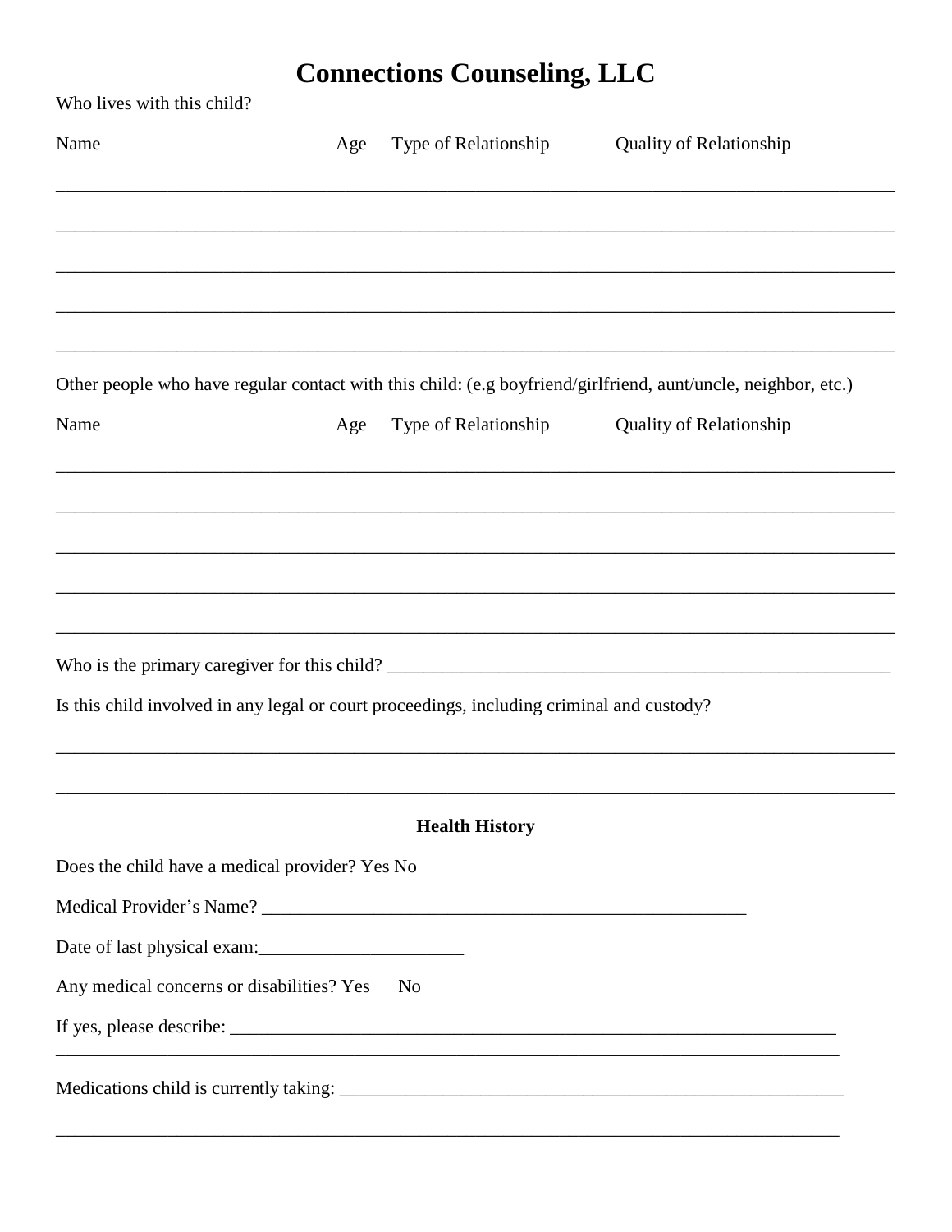# Connections Counseling, LLC

Who lives with this child?

| Name | Age | Type of Relationship | Quality of Relationship |
|---|---|---|---|
| | | | |
| | | | |
| | | | |
| | | | |
| | | | |

Other people who have regular contact with this child: (e.g boyfriend/girlfriend, aunt/uncle, neighbor, etc.)

| Name | Age | Type of Relationship | Quality of Relationship |
|---|---|---|---|
| | | | |
| | | | |
| | | | |
| | | | |
| | | | |

Who is the primary caregiver for this child? ___________________________________________________________

Is this child involved in any legal or court proceedings, including criminal and custody?

______________________________________________________________________________________

______________________________________________________________________________________

## Health History

Does the child have a medical provider? Yes No

Medical Provider's Name? _______________________________________________________

Date of last physical exam:______________________

Any medical concerns or disabilities? Yes No

If yes, please describe: ______________________________________________________________________

______________________________________________________________________________________

Medications child is currently taking: ____________________________________________________________

______________________________________________________________________________________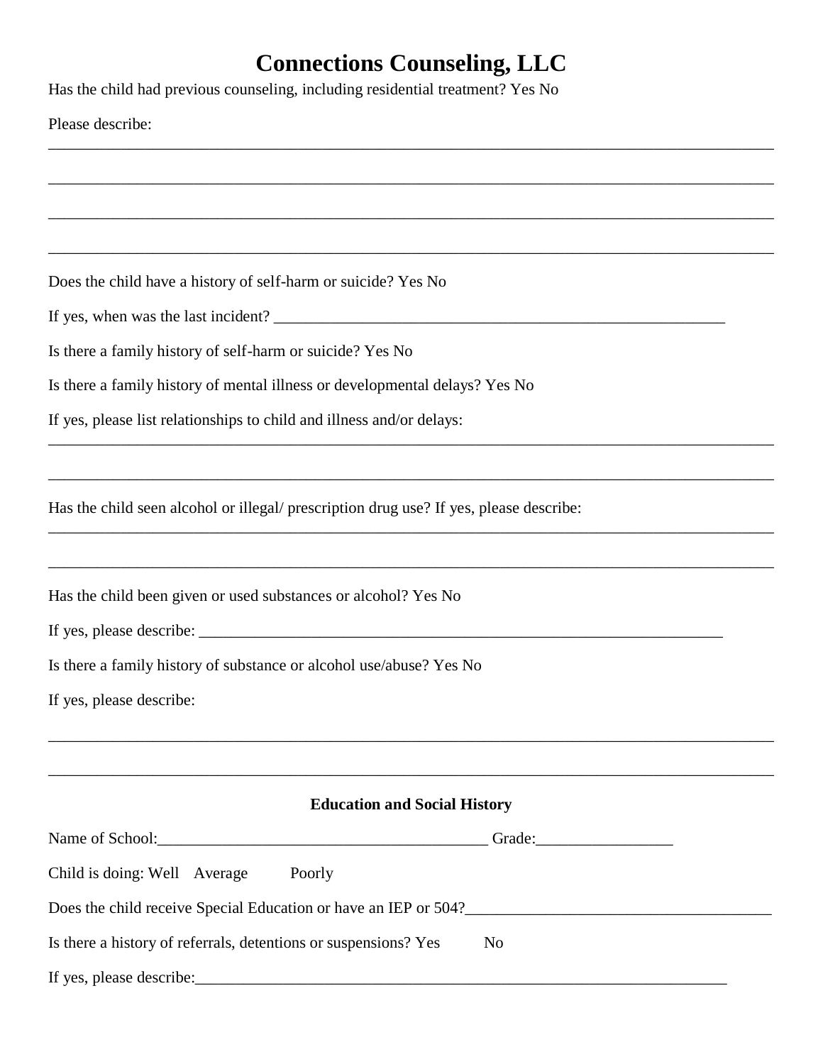# Connections Counseling, LLC

Has the child had previous counseling, including residential treatment? Yes No

Please describe:

____________________________________________________________________________________

____________________________________________________________________________________

____________________________________________________________________________________

____________________________________________________________________________________

Does the child have a history of self-harm or suicide? Yes No

If yes, when was the last incident? ____________________________________________________________

Is there a family history of self-harm or suicide? Yes No

Is there a family history of mental illness or developmental delays? Yes No

If yes, please list relationships to child and illness and/or delays:

____________________________________________________________________________________

____________________________________________________________________________________

Has the child seen alcohol or illegal/ prescription drug use? If yes, please describe:

____________________________________________________________________________________

____________________________________________________________________________________

Has the child been given or used substances or alcohol? Yes No

If yes, please describe: _____________________________________________________________________

Is there a family history of substance or alcohol use/abuse? Yes No

If yes, please describe:

____________________________________________________________________________________

____________________________________________________________________________________

**Education and Social History**

Name of School:__________________________________________ Grade:_________________

Child is doing: Well Average Poorly

Does the child receive Special Education or have an IEP or 504?______________________________________

Is there a history of referrals, detentions or suspensions? Yes No

If yes, please describe:_______________________________________________________________________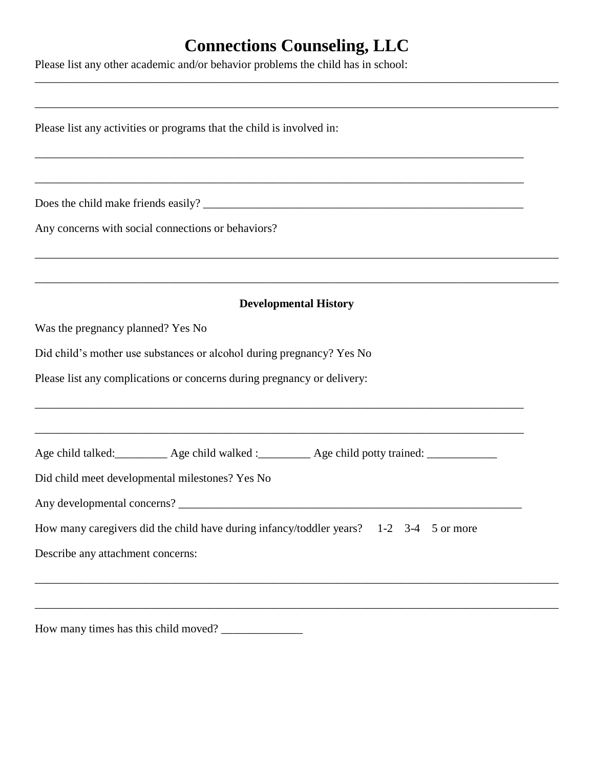# Connections Counseling, LLC

Please list any other academic and/or behavior problems the child has in school:

_______________________________________________________________________________________

_______________________________________________________________________________________

Please list any activities or programs that the child is involved in:

_______________________________________________________________________________________

_______________________________________________________________________________________

Does the child make friends easily? _______________________________________________________

Any concerns with social connections or behaviors?

_______________________________________________________________________________________

_______________________________________________________________________________________

**Developmental History**

Was the pregnancy planned? Yes No

Did child's mother use substances or alcohol during pregnancy? Yes No

Please list any complications or concerns during pregnancy or delivery:

_______________________________________________________________________________________

_______________________________________________________________________________________

Age child talked:_________ Age child walked :_________ Age child potty trained: ____________

Did child meet developmental milestones? Yes No

Any developmental concerns? _____________________________________________________________

How many caregivers did the child have during infancy/toddler years? 1-2 3-4 5 or more

Describe any attachment concerns:

_______________________________________________________________________________________

_______________________________________________________________________________________

How many times has this child moved? ______________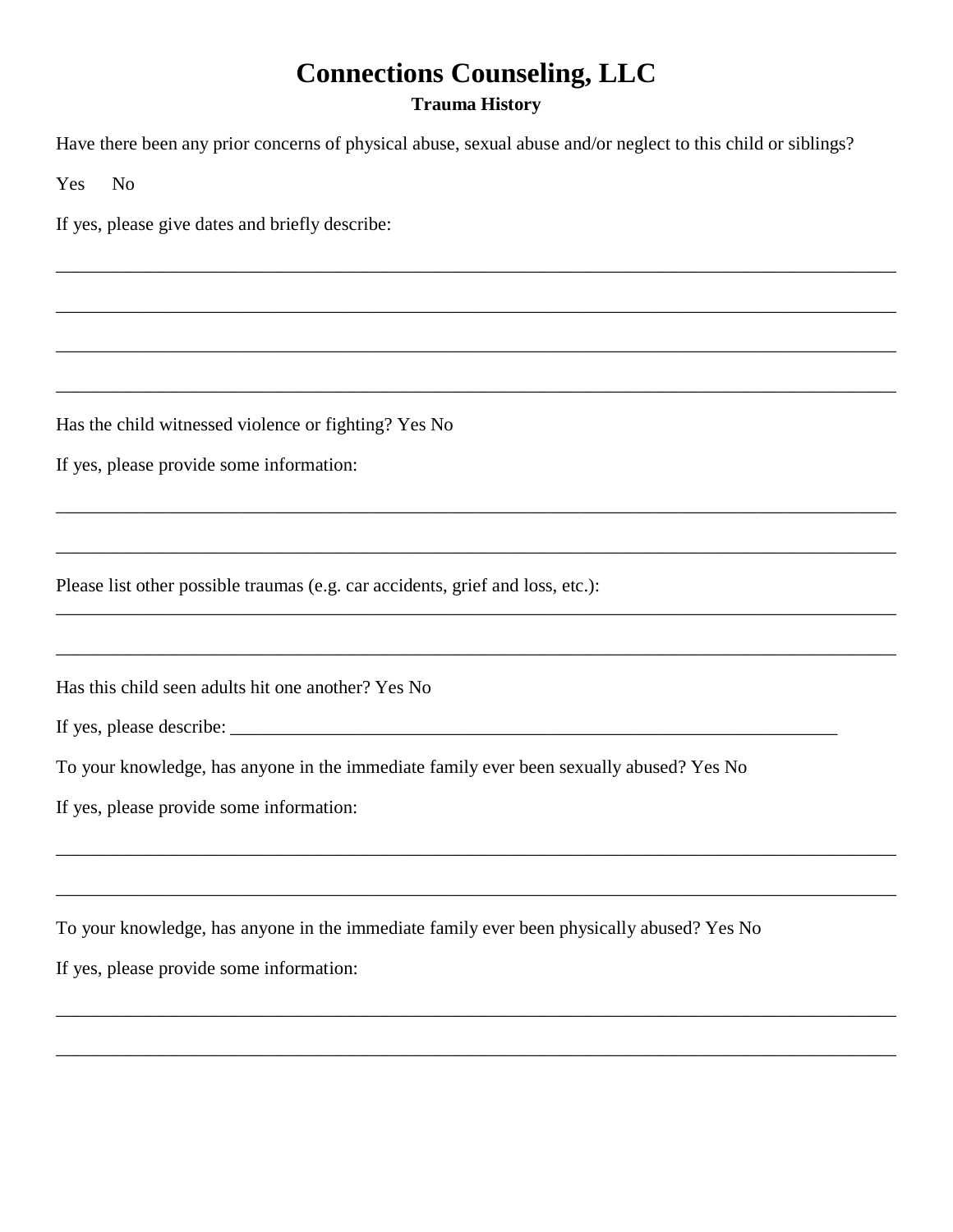# Connections Counseling, LLC

### Trauma History

Have there been any prior concerns of physical abuse, sexual abuse and/or neglect to this child or siblings?

Yes No

If yes, please give dates and briefly describe:

______________________________________________________________________________

______________________________________________________________________________

______________________________________________________________________________

______________________________________________________________________________

Has the child witnessed violence or fighting? Yes No

If yes, please provide some information:

______________________________________________________________________________

______________________________________________________________________________

Please list other possible traumas (e.g. car accidents, grief and loss, etc.):

______________________________________________________________________________

______________________________________________________________________________

Has this child seen adults hit one another? Yes No

If yes, please describe: ___________________________________________________________________

To your knowledge, has anyone in the immediate family ever been sexually abused? Yes No

If yes, please provide some information:

______________________________________________________________________________

______________________________________________________________________________

To your knowledge, has anyone in the immediate family ever been physically abused? Yes No

If yes, please provide some information:

______________________________________________________________________________

______________________________________________________________________________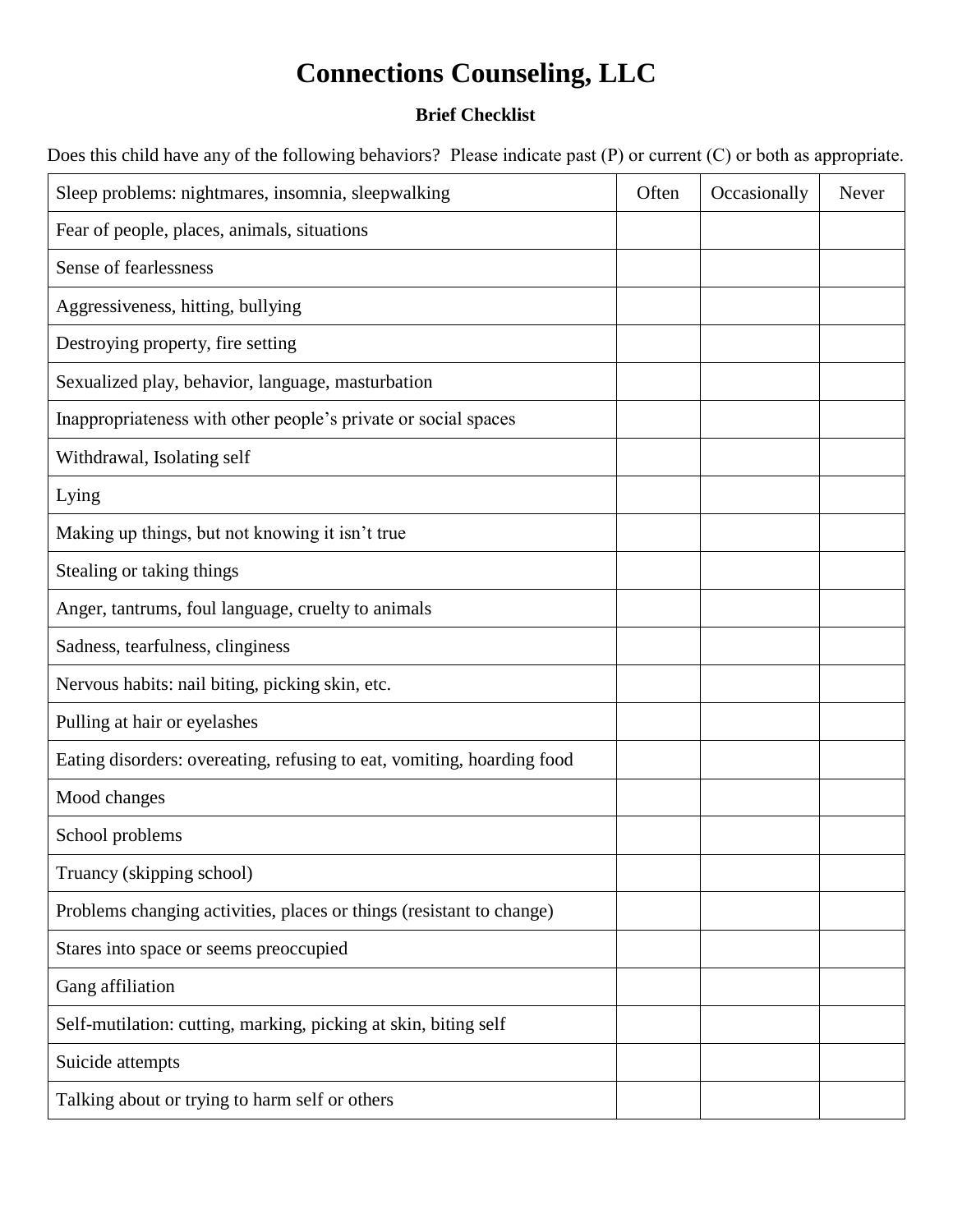# Connections Counseling, LLC

**Brief Checklist**

Does this child have any of the following behaviors? Please indicate past (P) or current (C) or both as appropriate.

| Sleep problems: nightmares, insomnia, sleepwalking | Often | Occasionally | Never |
|---|---|---|---|
| Fear of people, places, animals, situations | | | |
| Sense of fearlessness | | | |
| Aggressiveness, hitting, bullying | | | |
| Destroying property, fire setting | | | |
| Sexualized play, behavior, language, masturbation | | | |
| Inappropriateness with other people's private or social spaces | | | |
| Withdrawal, Isolating self | | | |
| Lying | | | |
| Making up things, but not knowing it isn't true | | | |
| Stealing or taking things | | | |
| Anger, tantrums, foul language, cruelty to animals | | | |
| Sadness, tearfulness, clinginess | | | |
| Nervous habits: nail biting, picking skin, etc. | | | |
| Pulling at hair or eyelashes | | | |
| Eating disorders: overeating, refusing to eat, vomiting, hoarding food | | | |
| Mood changes | | | |
| School problems | | | |
| Truancy (skipping school) | | | |
| Problems changing activities, places or things (resistant to change) | | | |
| Stares into space or seems preoccupied | | | |
| Gang affiliation | | | |
| Self-mutilation: cutting, marking, picking at skin, biting self | | | |
| Suicide attempts | | | |
| Talking about or trying to harm self or others | | | |